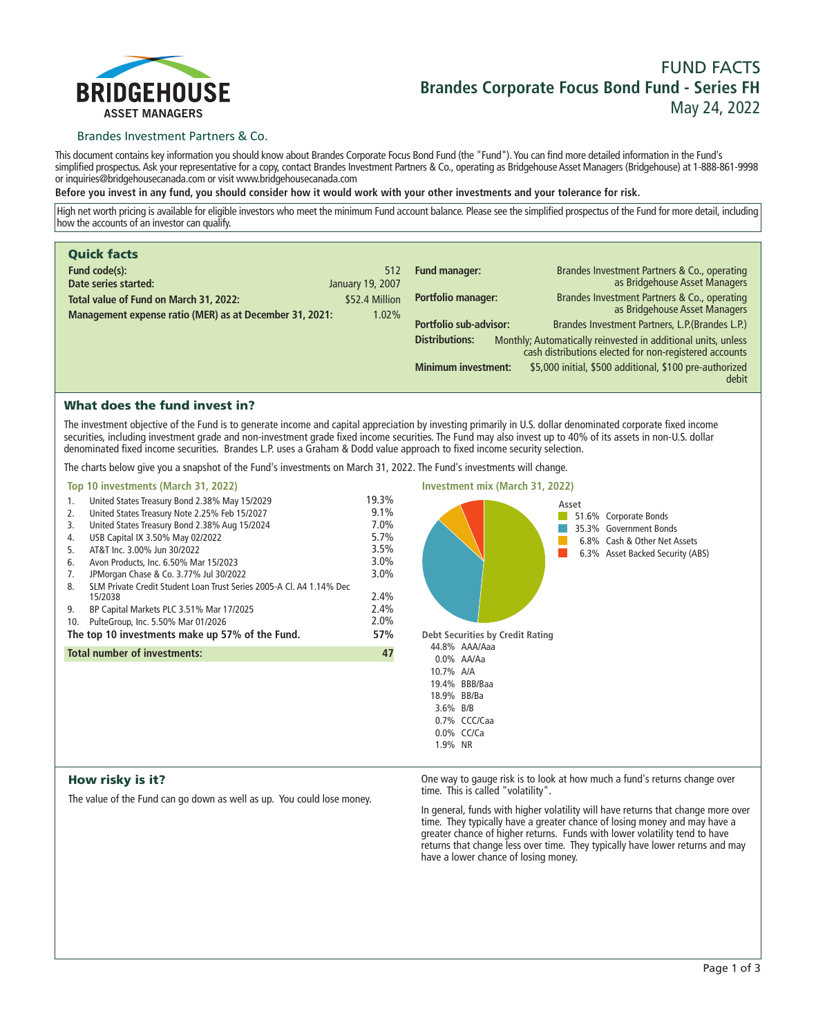# BRIDGEHOUSE ASSET MANAGERS

Brandes Investment Partners & Co.

# FUND FACTS
## Brandes Corporate Focus Bond Fund - Series FH
May 24, 2022

This document contains key information you should know about Brandes Corporate Focus Bond Fund (the "Fund"). You can find more detailed information in the Fund's simplified prospectus. Ask your representative for a copy, contact Brandes Investment Partners & Co., operating as Bridgehouse Asset Managers (Bridgehouse) at 1-888-861-9998 or inquiries@bridgehousecanada.com or visit www.bridgehousecanada.com

**Before you invest in any fund, you should consider how it would work with your other investments and your tolerance for risk.**

High net worth pricing is available for eligible investors who meet the minimum Fund account balance. Please see the simplified prospectus of the Fund for more detail, including how the accounts of an investor can qualify.

## Quick facts

| | |
|---|---|
| **Fund code(s):** | 512 |
| **Date series started:** | January 19, 2007 |
| **Total value of Fund on March 31, 2022:** | $52.4 Million |
| **Management expense ratio (MER) as at December 31, 2021:** | 1.02% |
| **Fund manager:** | Brandes Investment Partners & Co., operating as Bridgehouse Asset Managers |
| **Portfolio manager:** | Brandes Investment Partners & Co., operating as Bridgehouse Asset Managers |
| **Portfolio sub-advisor:** | Brandes Investment Partners, L.P.(Brandes L.P.) |
| **Distributions:** | Monthly; Automatically reinvested in additional units, unless cash distributions elected for non-registered accounts |
| **Minimum investment:** | $5,000 initial, $500 additional, $100 pre-authorized debit |

## What does the fund invest in?

The investment objective of the Fund is to generate income and capital appreciation by investing primarily in U.S. dollar denominated corporate fixed income securities, including investment grade and non-investment grade fixed income securities. The Fund may also invest up to 40% of its assets in non-U.S. dollar denominated fixed income securities. Brandes L.P. uses a Graham & Dodd value approach to fixed income security selection.

The charts below give you a snapshot of the Fund's investments on March 31, 2022. The Fund's investments will change.

### Top 10 investments (March 31, 2022)

| | Investment | % |
|---|---|---|
| 1. | United States Treasury Bond 2.38% May 15/2029 | 19.3% |
| 2. | United States Treasury Note 2.25% Feb 15/2027 | 9.1% |
| 3. | United States Treasury Bond 2.38% Aug 15/2024 | 7.0% |
| 4. | USB Capital IX 3.50% May 02/2022 | 5.7% |
| 5. | AT&T Inc. 3.00% Jun 30/2022 | 3.5% |
| 6. | Avon Products, Inc. 6.50% Mar 15/2023 | 3.0% |
| 7. | JPMorgan Chase & Co. 3.77% Jul 30/2022 | 3.0% |
| 8. | SLM Private Credit Student Loan Trust Series 2005-A Cl. A4 1.14% Dec 15/2038 | 2.4% |
| 9. | BP Capital Markets PLC 3.51% Mar 17/2025 | 2.4% |
| 10. | PulteGroup, Inc. 5.50% Mar 01/2026 | 2.0% |
| | **The top 10 investments make up 57% of the Fund.** | **57%** |
| | **Total number of investments:** | **47** |

### Investment mix (March 31, 2022)

**Asset**

| % | Asset |
|---|---|
| 51.6% | Corporate Bonds |
| 35.3% | Government Bonds |
| 6.8% | Cash & Other Net Assets |
| 6.3% | Asset Backed Security (ABS) |

**Debt Securities by Credit Rating**

| % | Rating |
|---|---|
| 44.8% | AAA/Aaa |
| 0.0% | AA/Aa |
| 10.7% | A/A |
| 19.4% | BBB/Baa |
| 18.9% | BB/Ba |
| 3.6% | B/B |
| 0.7% | CCC/Caa |
| 0.0% | CC/Ca |
| 1.9% | NR |

## How risky is it?

The value of the Fund can go down as well as up. You could lose money.

One way to gauge risk is to look at how much a fund's returns change over time. This is called "volatility".

In general, funds with higher volatility will have returns that change more over time. They typically have a greater chance of losing money and may have a greater chance of higher returns. Funds with lower volatility tend to have returns that change less over time. They typically have lower returns and may have a lower chance of losing money.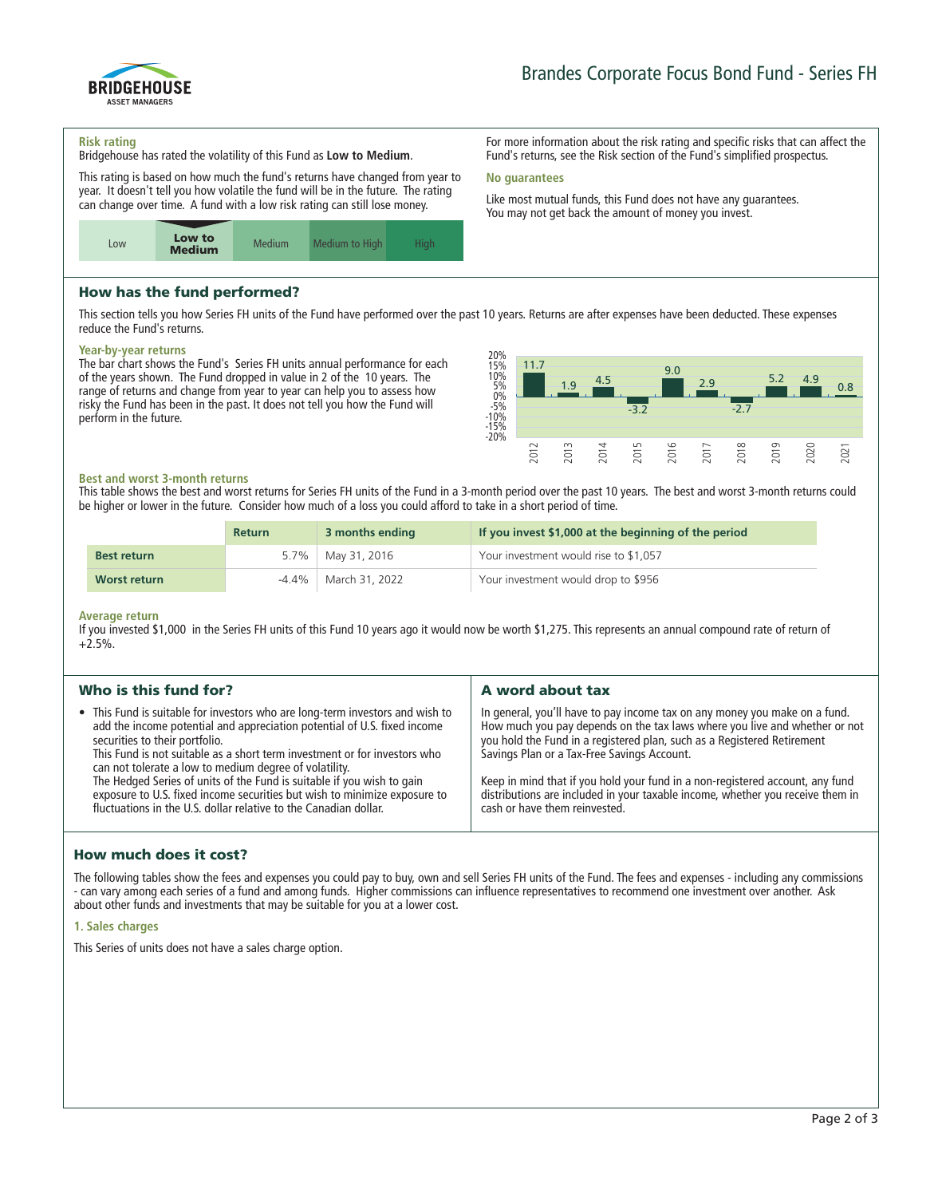Brandes Corporate Focus Bond Fund - Series FH

### Risk rating

Bridgehouse has rated the volatility of this Fund as **Low to Medium**.

This rating is based on how much the fund's returns have changed from year to year. It doesn't tell you how volatile the fund will be in the future. The rating can change over time. A fund with a low risk rating can still lose money.

| Low | **Low to Medium** | Medium | Medium to High | High |
|---|---|---|---|---|

For more information about the risk rating and specific risks that can affect the Fund's returns, see the Risk section of the Fund's simplified prospectus.

### No guarantees

Like most mutual funds, this Fund does not have any guarantees. You may not get back the amount of money you invest.

## How has the fund performed?

This section tells you how Series FH units of the Fund have performed over the past 10 years. Returns are after expenses have been deducted. These expenses reduce the Fund's returns.

### Year-by-year returns

The bar chart shows the Fund's Series FH units annual performance for each of the years shown. The Fund dropped in value in 2 of the 10 years. The range of returns and change from year to year can help you to assess how risky the Fund has been in the past. It does not tell you how the Fund will perform in the future.

| Year | 2012 | 2013 | 2014 | 2015 | 2016 | 2017 | 2018 | 2019 | 2020 | 2021 |
|---|---|---|---|---|---|---|---|---|---|---|
| Return (%) | 11.7 | 1.9 | 4.5 | -3.2 | 9.0 | 2.9 | -2.7 | 5.2 | 4.9 | 0.8 |

### Best and worst 3-month returns

This table shows the best and worst returns for Series FH units of the Fund in a 3-month period over the past 10 years. The best and worst 3-month returns could be higher or lower in the future. Consider how much of a loss you could afford to take in a short period of time.

| | Return | 3 months ending | If you invest $1,000 at the beginning of the period |
|---|---|---|---|
| **Best return** | 5.7% | May 31, 2016 | Your investment would rise to $1,057 |
| **Worst return** | -4.4% | March 31, 2022 | Your investment would drop to $956 |

### Average return

If you invested $1,000 in the Series FH units of this Fund 10 years ago it would now be worth $1,275. This represents an annual compound rate of return of +2.5%.

## Who is this fund for?

- This Fund is suitable for investors who are long-term investors and wish to add the income potential and appreciation potential of U.S. fixed income securities to their portfolio.
  This Fund is not suitable as a short term investment or for investors who can not tolerate a low to medium degree of volatility.
  The Hedged Series of units of the Fund is suitable if you wish to gain exposure to U.S. fixed income securities but wish to minimize exposure to fluctuations in the U.S. dollar relative to the Canadian dollar.

## A word about tax

In general, you'll have to pay income tax on any money you make on a fund. How much you pay depends on the tax laws where you live and whether or not you hold the Fund in a registered plan, such as a Registered Retirement Savings Plan or a Tax-Free Savings Account.

Keep in mind that if you hold your fund in a non-registered account, any fund distributions are included in your taxable income, whether you receive them in cash or have them reinvested.

## How much does it cost?

The following tables show the fees and expenses you could pay to buy, own and sell Series FH units of the Fund. The fees and expenses - including any commissions - can vary among each series of a fund and among funds. Higher commissions can influence representatives to recommend one investment over another. Ask about other funds and investments that may be suitable for you at a lower cost.

### 1. Sales charges

This Series of units does not have a sales charge option.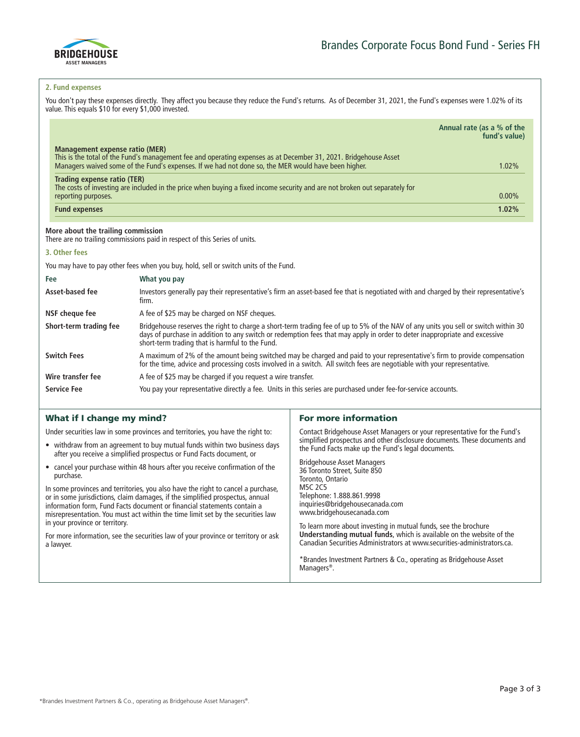### 2. Fund expenses

You don't pay these expenses directly. They affect you because they reduce the Fund's returns. As of December 31, 2021, the Fund's expenses were 1.02% of its value. This equals $10 for every $1,000 invested.

| | Annual rate (as a % of the fund's value) |
|---|---|
| **Management expense ratio (MER)**<br>This is the total of the Fund's management fee and operating expenses as at December 31, 2021. Bridgehouse Asset Managers waived some of the Fund's expenses. If we had not done so, the MER would have been higher. | 1.02% |
| **Trading expense ratio (TER)**<br>The costs of investing are included in the price when buying a fixed income security and are not broken out separately for reporting purposes. | 0.00% |
| **Fund expenses** | **1.02%** |

**More about the trailing commission**
There are no trailing commissions paid in respect of this Series of units.

### 3. Other fees

You may have to pay other fees when you buy, hold, sell or switch units of the Fund.

| Fee | What you pay |
|---|---|
| **Asset-based fee** | Investors generally pay their representative's firm an asset-based fee that is negotiated with and charged by their representative's firm. |
| **NSF cheque fee** | A fee of $25 may be charged on NSF cheques. |
| **Short-term trading fee** | Bridgehouse reserves the right to charge a short-term trading fee of up to 5% of the NAV of any units you sell or switch within 30 days of purchase in addition to any switch or redemption fees that may apply in order to deter inappropriate and excessive short-term trading that is harmful to the Fund. |
| **Switch Fees** | A maximum of 2% of the amount being switched may be charged and paid to your representative's firm to provide compensation for the time, advice and processing costs involved in a switch. All switch fees are negotiable with your representative. |
| **Wire transfer fee** | A fee of $25 may be charged if you request a wire transfer. |
| **Service Fee** | You pay your representative directly a fee. Units in this series are purchased under fee-for-service accounts. |

## What if I change my mind?

Under securities law in some provinces and territories, you have the right to:

- withdraw from an agreement to buy mutual funds within two business days after you receive a simplified prospectus or Fund Facts document, or
- cancel your purchase within 48 hours after you receive confirmation of the purchase.

In some provinces and territories, you also have the right to cancel a purchase, or in some jurisdictions, claim damages, if the simplified prospectus, annual information form, Fund Facts document or financial statements contain a misrepresentation. You must act within the time limit set by the securities law in your province or territory.

For more information, see the securities law of your province or territory or ask a lawyer.

## For more information

Contact Bridgehouse Asset Managers or your representative for the Fund's simplified prospectus and other disclosure documents. These documents and the Fund Facts make up the Fund's legal documents.

Bridgehouse Asset Managers
36 Toronto Street, Suite 850
Toronto, Ontario
M5C 2C5
Telephone: 1.888.861.9998
inquiries@bridgehousecanada.com
www.bridgehousecanada.com

To learn more about investing in mutual funds, see the brochure **Understanding mutual funds**, which is available on the website of the Canadian Securities Administrators at www.securities-administrators.ca.

*Brandes Investment Partners & Co., operating as Bridgehouse Asset Managers®.